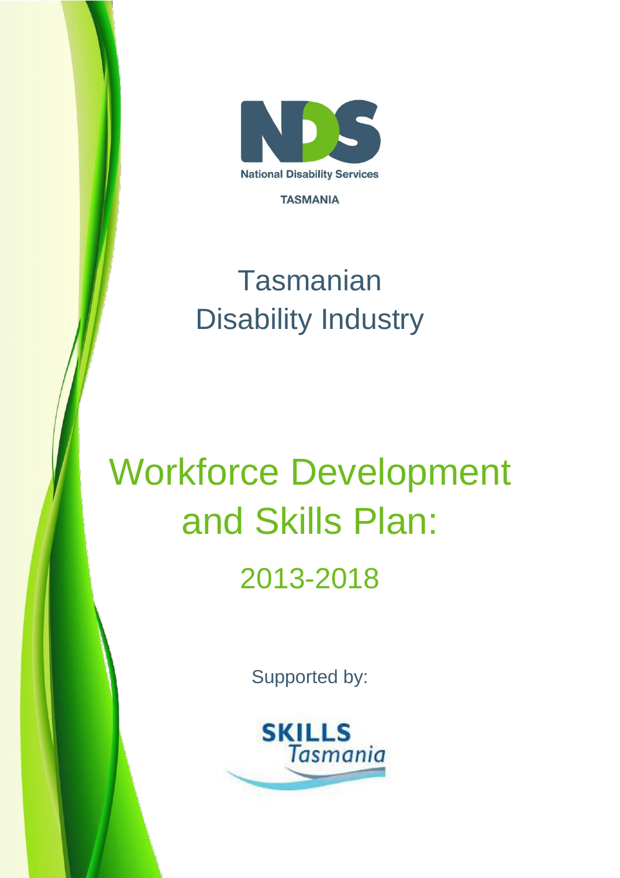National Disability Services

TASMANIA

# Tasmanian Disability Industry

# Workforce Development and Skills Plan: 2013-2018

Supported by:

SKILLS Tasmania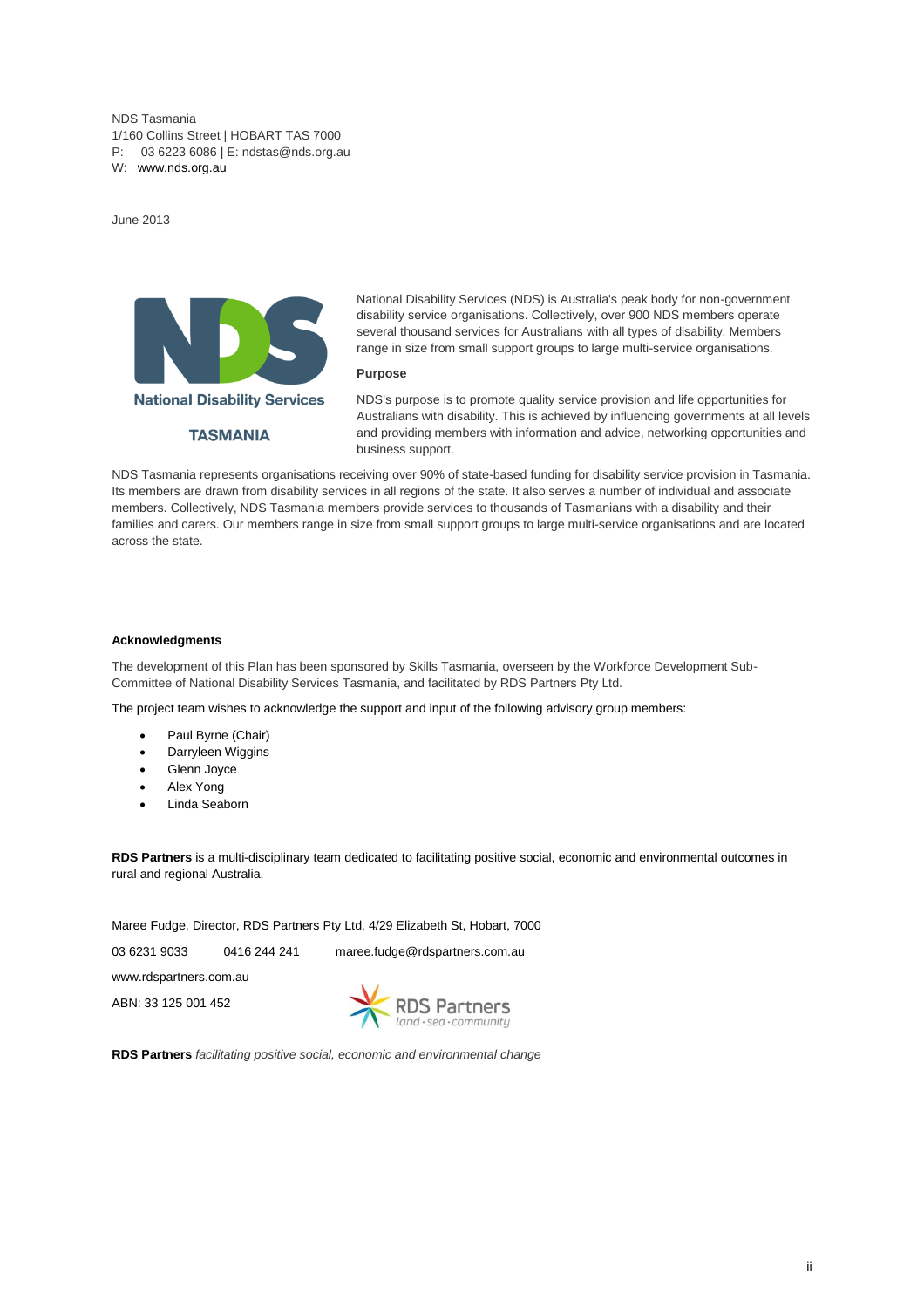NDS Tasmania
1/160 Collins Street | HOBART TAS 7000
P: 03 6223 6086 | E: ndstas@nds.org.au
W: www.nds.org.au

June 2013

National Disability Services

TASMANIA

National Disability Services (NDS) is Australia's peak body for non-government disability service organisations. Collectively, over 900 NDS members operate several thousand services for Australians with all types of disability. Members range in size from small support groups to large multi-service organisations.

**Purpose**

NDS's purpose is to promote quality service provision and life opportunities for Australians with disability. This is achieved by influencing governments at all levels and providing members with information and advice, networking opportunities and business support.

NDS Tasmania represents organisations receiving over 90% of state-based funding for disability service provision in Tasmania. Its members are drawn from disability services in all regions of the state. It also serves a number of individual and associate members. Collectively, NDS Tasmania members provide services to thousands of Tasmanians with a disability and their families and carers. Our members range in size from small support groups to large multi-service organisations and are located across the state.

**Acknowledgments**

The development of this Plan has been sponsored by Skills Tasmania, overseen by the Workforce Development Sub-Committee of National Disability Services Tasmania, and facilitated by RDS Partners Pty Ltd.

The project team wishes to acknowledge the support and input of the following advisory group members:

- Paul Byrne (Chair)
- Darryleen Wiggins
- Glenn Joyce
- Alex Yong
- Linda Seaborn

**RDS Partners** is a multi-disciplinary team dedicated to facilitating positive social, economic and environmental outcomes in rural and regional Australia.

Maree Fudge, Director, RDS Partners Pty Ltd, 4/29 Elizabeth St, Hobart, 7000

03 6231 9033 0416 244 241 maree.fudge@rdspartners.com.au

www.rdspartners.com.au

ABN: 33 125 001 452

RDS Partners *land · sea · community*

**RDS Partners** *facilitating positive social, economic and environmental change*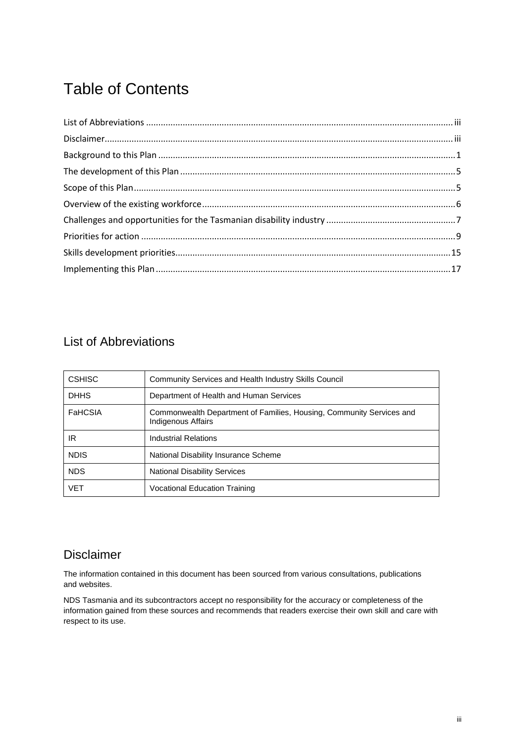# Table of Contents

List of Abbreviations ........................................................................................................................... iii
Disclaimer............................................................................................................................................ iii
Background to this Plan ........................................................................................................................1
The development of this Plan ...............................................................................................................5
Scope of this Plan .................................................................................................................................5
Overview of the existing workforce .......................................................................................................6
Challenges and opportunities for the Tasmanian disability industry ....................................................7
Priorities for action ...............................................................................................................................9
Skills development priorities ...............................................................................................................15
Implementing this Plan .......................................................................................................................17

## List of Abbreviations

| | |
|---|---|
| CSHISC | Community Services and Health Industry Skills Council |
| DHHS | Department of Health and Human Services |
| FaHCSIA | Commonwealth Department of Families, Housing, Community Services and Indigenous Affairs |
| IR | Industrial Relations |
| NDIS | National Disability Insurance Scheme |
| NDS | National Disability Services |
| VET | Vocational Education Training |

## Disclaimer

The information contained in this document has been sourced from various consultations, publications and websites.

NDS Tasmania and its subcontractors accept no responsibility for the accuracy or completeness of the information gained from these sources and recommends that readers exercise their own skill and care with respect to its use.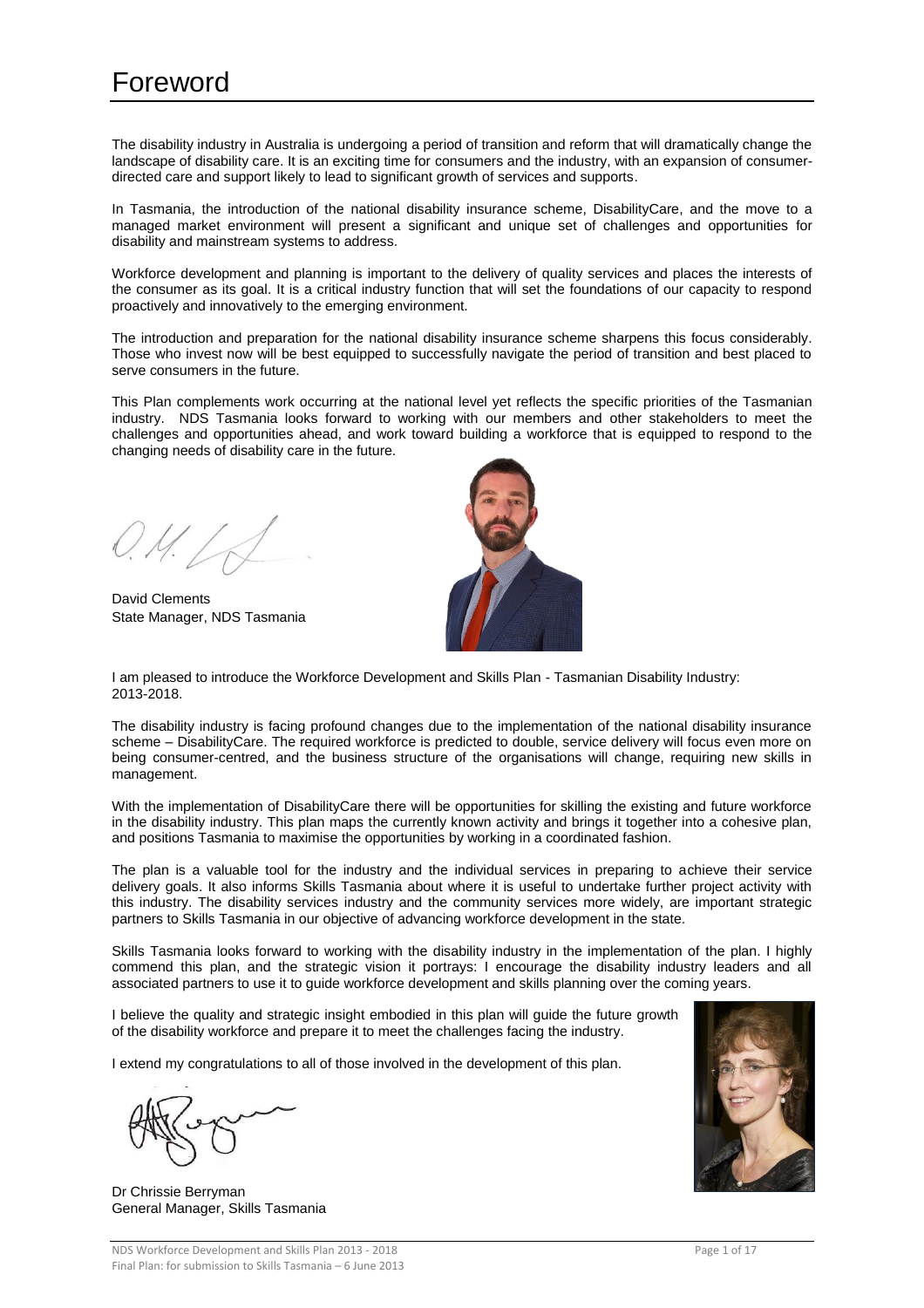# Foreword

The disability industry in Australia is undergoing a period of transition and reform that will dramatically change the landscape of disability care. It is an exciting time for consumers and the industry, with an expansion of consumer-directed care and support likely to lead to significant growth of services and supports.

In Tasmania, the introduction of the national disability insurance scheme, DisabilityCare, and the move to a managed market environment will present a significant and unique set of challenges and opportunities for disability and mainstream systems to address.

Workforce development and planning is important to the delivery of quality services and places the interests of the consumer as its goal. It is a critical industry function that will set the foundations of our capacity to respond proactively and innovatively to the emerging environment.

The introduction and preparation for the national disability insurance scheme sharpens this focus considerably. Those who invest now will be best equipped to successfully navigate the period of transition and best placed to serve consumers in the future.

This Plan complements work occurring at the national level yet reflects the specific priorities of the Tasmanian industry. NDS Tasmania looks forward to working with our members and other stakeholders to meet the challenges and opportunities ahead, and work toward building a workforce that is equipped to respond to the changing needs of disability care in the future.

David Clements
State Manager, NDS Tasmania

I am pleased to introduce the Workforce Development and Skills Plan - Tasmanian Disability Industry: 2013-2018.

The disability industry is facing profound changes due to the implementation of the national disability insurance scheme – DisabilityCare. The required workforce is predicted to double, service delivery will focus even more on being consumer-centred, and the business structure of the organisations will change, requiring new skills in management.

With the implementation of DisabilityCare there will be opportunities for skilling the existing and future workforce in the disability industry. This plan maps the currently known activity and brings it together into a cohesive plan, and positions Tasmania to maximise the opportunities by working in a coordinated fashion.

The plan is a valuable tool for the industry and the individual services in preparing to achieve their service delivery goals. It also informs Skills Tasmania about where it is useful to undertake further project activity with this industry. The disability services industry and the community services more widely, are important strategic partners to Skills Tasmania in our objective of advancing workforce development in the state.

Skills Tasmania looks forward to working with the disability industry in the implementation of the plan. I highly commend this plan, and the strategic vision it portrays: I encourage the disability industry leaders and all associated partners to use it to guide workforce development and skills planning over the coming years.

I believe the quality and strategic insight embodied in this plan will guide the future growth of the disability workforce and prepare it to meet the challenges facing the industry.

I extend my congratulations to all of those involved in the development of this plan.

Dr Chrissie Berryman
General Manager, Skills Tasmania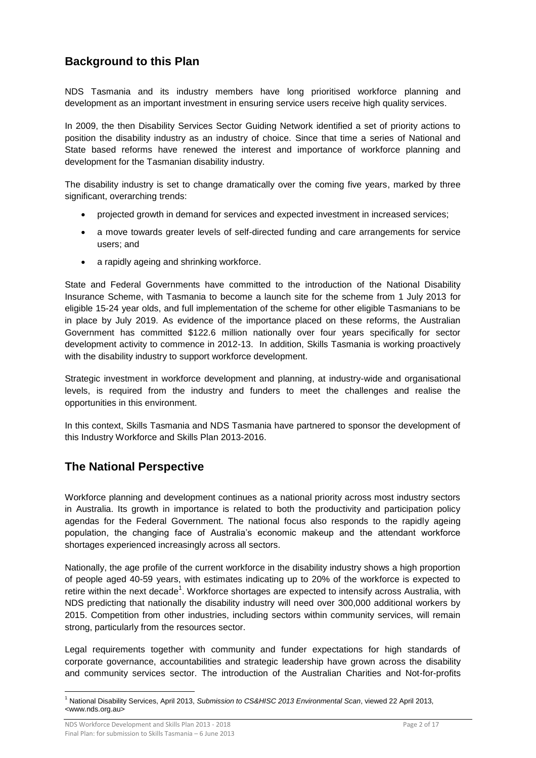## Background to this Plan

NDS Tasmania and its industry members have long prioritised workforce planning and development as an important investment in ensuring service users receive high quality services.

In 2009, the then Disability Services Sector Guiding Network identified a set of priority actions to position the disability industry as an industry of choice. Since that time a series of National and State based reforms have renewed the interest and importance of workforce planning and development for the Tasmanian disability industry.

The disability industry is set to change dramatically over the coming five years, marked by three significant, overarching trends:

- projected growth in demand for services and expected investment in increased services;
- a move towards greater levels of self-directed funding and care arrangements for service users; and
- a rapidly ageing and shrinking workforce.

State and Federal Governments have committed to the introduction of the National Disability Insurance Scheme, with Tasmania to become a launch site for the scheme from 1 July 2013 for eligible 15-24 year olds, and full implementation of the scheme for other eligible Tasmanians to be in place by July 2019. As evidence of the importance placed on these reforms, the Australian Government has committed $122.6 million nationally over four years specifically for sector development activity to commence in 2012-13. In addition, Skills Tasmania is working proactively with the disability industry to support workforce development.

Strategic investment in workforce development and planning, at industry-wide and organisational levels, is required from the industry and funders to meet the challenges and realise the opportunities in this environment.

In this context, Skills Tasmania and NDS Tasmania have partnered to sponsor the development of this Industry Workforce and Skills Plan 2013-2016.

## The National Perspective

Workforce planning and development continues as a national priority across most industry sectors in Australia. Its growth in importance is related to both the productivity and participation policy agendas for the Federal Government. The national focus also responds to the rapidly ageing population, the changing face of Australia's economic makeup and the attendant workforce shortages experienced increasingly across all sectors.

Nationally, the age profile of the current workforce in the disability industry shows a high proportion of people aged 40-59 years, with estimates indicating up to 20% of the workforce is expected to retire within the next decade[1]. Workforce shortages are expected to intensify across Australia, with NDS predicting that nationally the disability industry will need over 300,000 additional workers by 2015. Competition from other industries, including sectors within community services, will remain strong, particularly from the resources sector.

Legal requirements together with community and funder expectations for high standards of corporate governance, accountabilities and strategic leadership have grown across the disability and community services sector. The introduction of the Australian Charities and Not-for-profits

[1] National Disability Services, April 2013, *Submission to CS&HISC 2013 Environmental Scan*, viewed 22 April 2013, <www.nds.org.au>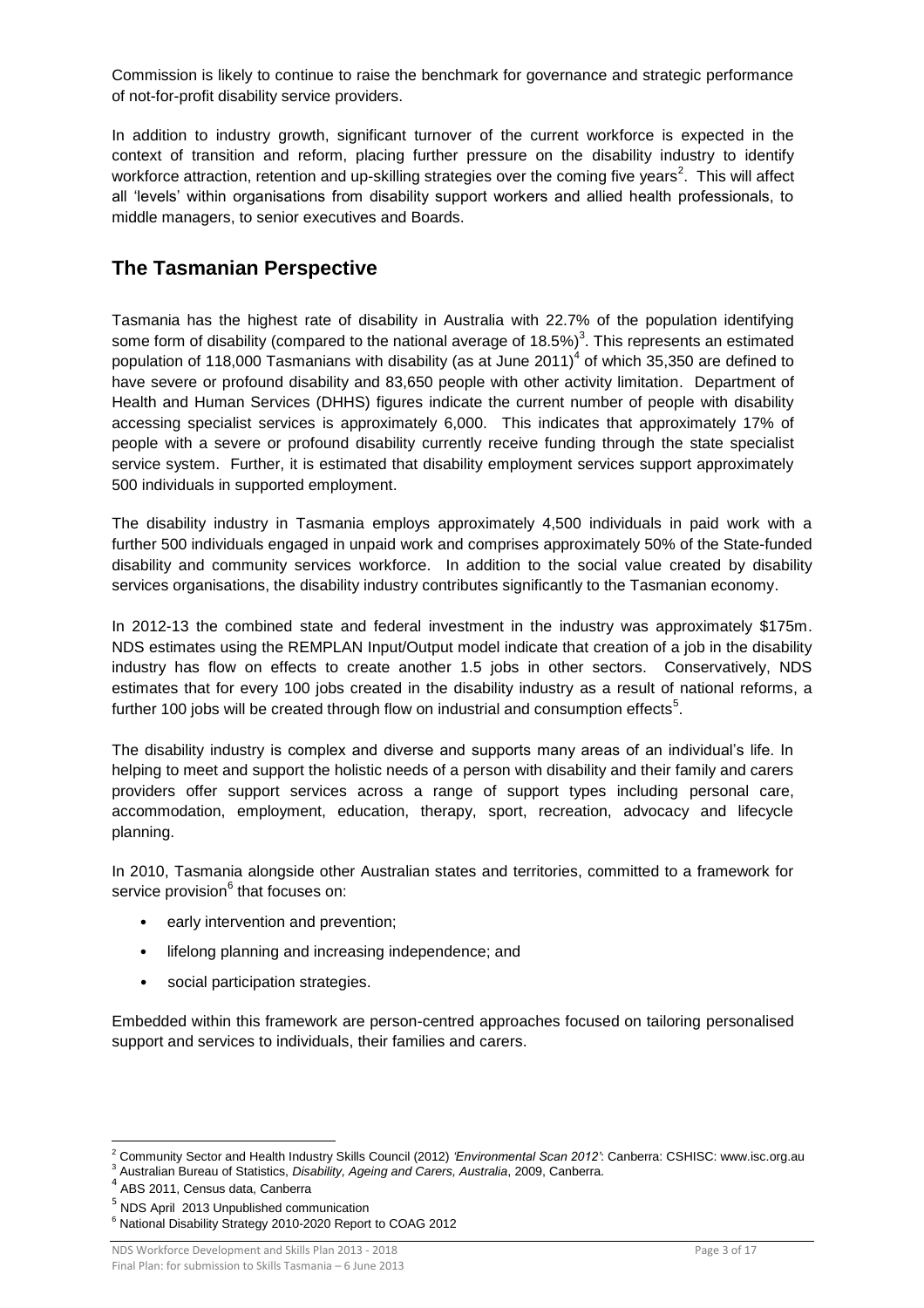Commission is likely to continue to raise the benchmark for governance and strategic performance of not-for-profit disability service providers.

In addition to industry growth, significant turnover of the current workforce is expected in the context of transition and reform, placing further pressure on the disability industry to identify workforce attraction, retention and up-skilling strategies over the coming five years[2]. This will affect all 'levels' within organisations from disability support workers and allied health professionals, to middle managers, to senior executives and Boards.

## The Tasmanian Perspective

Tasmania has the highest rate of disability in Australia with 22.7% of the population identifying some form of disability (compared to the national average of 18.5%)[3]. This represents an estimated population of 118,000 Tasmanians with disability (as at June 2011)[4] of which 35,350 are defined to have severe or profound disability and 83,650 people with other activity limitation. Department of Health and Human Services (DHHS) figures indicate the current number of people with disability accessing specialist services is approximately 6,000. This indicates that approximately 17% of people with a severe or profound disability currently receive funding through the state specialist service system. Further, it is estimated that disability employment services support approximately 500 individuals in supported employment.

The disability industry in Tasmania employs approximately 4,500 individuals in paid work with a further 500 individuals engaged in unpaid work and comprises approximately 50% of the State-funded disability and community services workforce. In addition to the social value created by disability services organisations, the disability industry contributes significantly to the Tasmanian economy.

In 2012-13 the combined state and federal investment in the industry was approximately $175m. NDS estimates using the REMPLAN Input/Output model indicate that creation of a job in the disability industry has flow on effects to create another 1.5 jobs in other sectors. Conservatively, NDS estimates that for every 100 jobs created in the disability industry as a result of national reforms, a further 100 jobs will be created through flow on industrial and consumption effects[5].

The disability industry is complex and diverse and supports many areas of an individual's life. In helping to meet and support the holistic needs of a person with disability and their family and carers providers offer support services across a range of support types including personal care, accommodation, employment, education, therapy, sport, recreation, advocacy and lifecycle planning.

In 2010, Tasmania alongside other Australian states and territories, committed to a framework for service provision[6] that focuses on:

- early intervention and prevention;
- lifelong planning and increasing independence; and
- social participation strategies.

Embedded within this framework are person-centred approaches focused on tailoring personalised support and services to individuals, their families and carers.

---

[2] Community Sector and Health Industry Skills Council (2012) *'Environmental Scan 2012'*: Canberra: CSHISC: www.isc.org.au

[3] Australian Bureau of Statistics, *Disability, Ageing and Carers, Australia*, 2009, Canberra.

[4] ABS 2011, Census data, Canberra

[5] NDS April 2013 Unpublished communication

[6] National Disability Strategy 2010-2020 Report to COAG 2012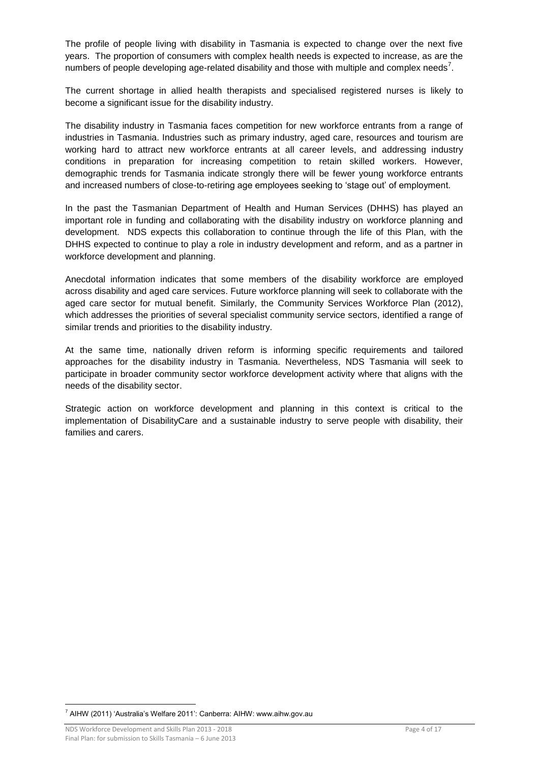The profile of people living with disability in Tasmania is expected to change over the next five years. The proportion of consumers with complex health needs is expected to increase, as are the numbers of people developing age-related disability and those with multiple and complex needs[7].

The current shortage in allied health therapists and specialised registered nurses is likely to become a significant issue for the disability industry.

The disability industry in Tasmania faces competition for new workforce entrants from a range of industries in Tasmania. Industries such as primary industry, aged care, resources and tourism are working hard to attract new workforce entrants at all career levels, and addressing industry conditions in preparation for increasing competition to retain skilled workers. However, demographic trends for Tasmania indicate strongly there will be fewer young workforce entrants and increased numbers of close-to-retiring age employees seeking to 'stage out' of employment.

In the past the Tasmanian Department of Health and Human Services (DHHS) has played an important role in funding and collaborating with the disability industry on workforce planning and development. NDS expects this collaboration to continue through the life of this Plan, with the DHHS expected to continue to play a role in industry development and reform, and as a partner in workforce development and planning.

Anecdotal information indicates that some members of the disability workforce are employed across disability and aged care services. Future workforce planning will seek to collaborate with the aged care sector for mutual benefit. Similarly, the Community Services Workforce Plan (2012), which addresses the priorities of several specialist community service sectors, identified a range of similar trends and priorities to the disability industry.

At the same time, nationally driven reform is informing specific requirements and tailored approaches for the disability industry in Tasmania. Nevertheless, NDS Tasmania will seek to participate in broader community sector workforce development activity where that aligns with the needs of the disability sector.

Strategic action on workforce development and planning in this context is critical to the implementation of DisabilityCare and a sustainable industry to serve people with disability, their families and carers.

[7] AIHW (2011) 'Australia's Welfare 2011': Canberra: AIHW: www.aihw.gov.au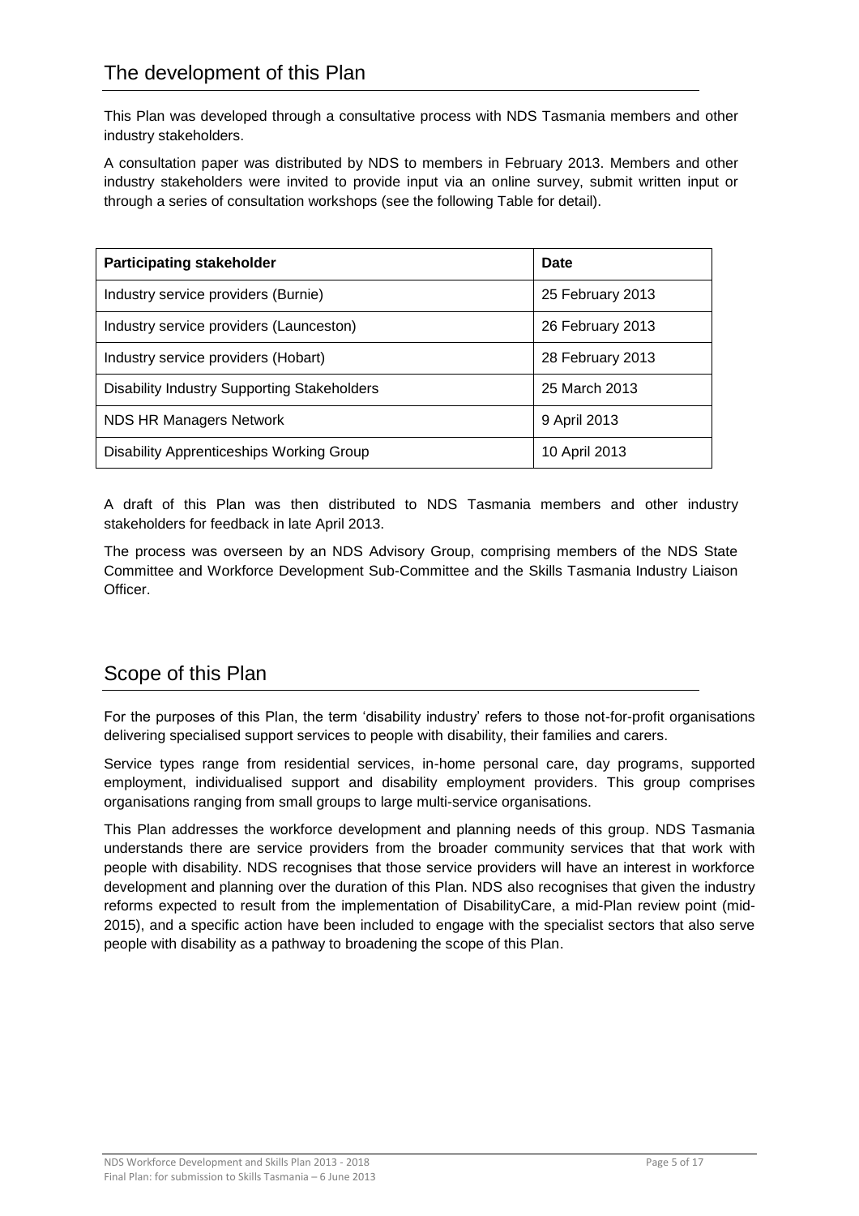## The development of this Plan

This Plan was developed through a consultative process with NDS Tasmania members and other industry stakeholders.

A consultation paper was distributed by NDS to members in February 2013. Members and other industry stakeholders were invited to provide input via an online survey, submit written input or through a series of consultation workshops (see the following Table for detail).

| Participating stakeholder | Date |
|---|---|
| Industry service providers (Burnie) | 25 February 2013 |
| Industry service providers (Launceston) | 26 February 2013 |
| Industry service providers (Hobart) | 28 February 2013 |
| Disability Industry Supporting Stakeholders | 25 March 2013 |
| NDS HR Managers Network | 9 April 2013 |
| Disability Apprenticeships Working Group | 10 April 2013 |

A draft of this Plan was then distributed to NDS Tasmania members and other industry stakeholders for feedback in late April 2013.

The process was overseen by an NDS Advisory Group, comprising members of the NDS State Committee and Workforce Development Sub-Committee and the Skills Tasmania Industry Liaison Officer.

## Scope of this Plan

For the purposes of this Plan, the term 'disability industry' refers to those not-for-profit organisations delivering specialised support services to people with disability, their families and carers.

Service types range from residential services, in-home personal care, day programs, supported employment, individualised support and disability employment providers. This group comprises organisations ranging from small groups to large multi-service organisations.

This Plan addresses the workforce development and planning needs of this group. NDS Tasmania understands there are service providers from the broader community services that that work with people with disability. NDS recognises that those service providers will have an interest in workforce development and planning over the duration of this Plan. NDS also recognises that given the industry reforms expected to result from the implementation of DisabilityCare, a mid-Plan review point (mid-2015), and a specific action have been included to engage with the specialist sectors that also serve people with disability as a pathway to broadening the scope of this Plan.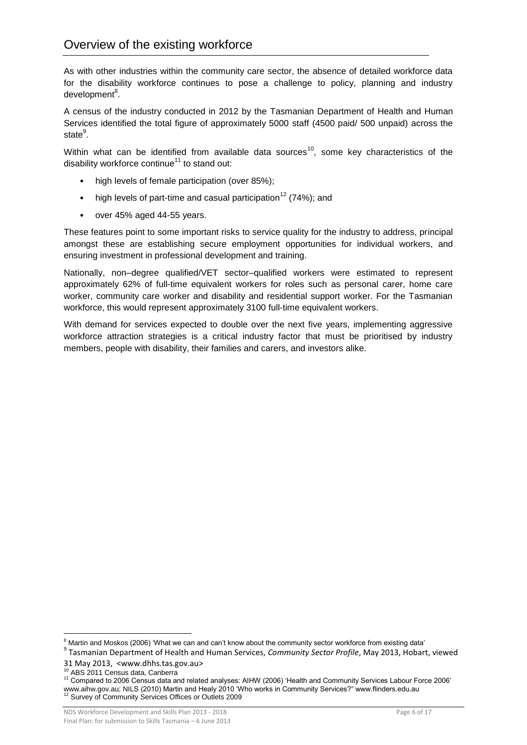## Overview of the existing workforce

As with other industries within the community care sector, the absence of detailed workforce data for the disability workforce continues to pose a challenge to policy, planning and industry development[8].

A census of the industry conducted in 2012 by the Tasmanian Department of Health and Human Services identified the total figure of approximately 5000 staff (4500 paid/ 500 unpaid) across the state[9].

Within what can be identified from available data sources[10], some key characteristics of the disability workforce continue[11] to stand out:

- high levels of female participation (over 85%);
- high levels of part-time and casual participation[12] (74%); and
- over 45% aged 44-55 years.

These features point to some important risks to service quality for the industry to address, principal amongst these are establishing secure employment opportunities for individual workers, and ensuring investment in professional development and training.

Nationally, non–degree qualified/VET sector–qualified workers were estimated to represent approximately 62% of full-time equivalent workers for roles such as personal carer, home care worker, community care worker and disability and residential support worker. For the Tasmanian workforce, this would represent approximately 3100 full-time equivalent workers.

With demand for services expected to double over the next five years, implementing aggressive workforce attraction strategies is a critical industry factor that must be prioritised by industry members, people with disability, their families and carers, and investors alike.

---

[8] Martin and Moskos (2006) 'What we can and can't know about the community sector workforce from existing data'

[9] Tasmanian Department of Health and Human Services, *Community Sector Profile*, May 2013, Hobart, viewed 31 May 2013, <www.dhhs.tas.gov.au>

[10] ABS 2011 Census data, Canberra

[11] Compared to 2006 Census data and related analyses: AIHW (2006) 'Health and Community Services Labour Force 2006' www.aihw.gov.au; NILS (2010) Martin and Healy 2010 'Who works in Community Services?" www.flinders.edu.au

[12] Survey of Community Services Offices or Outlets 2009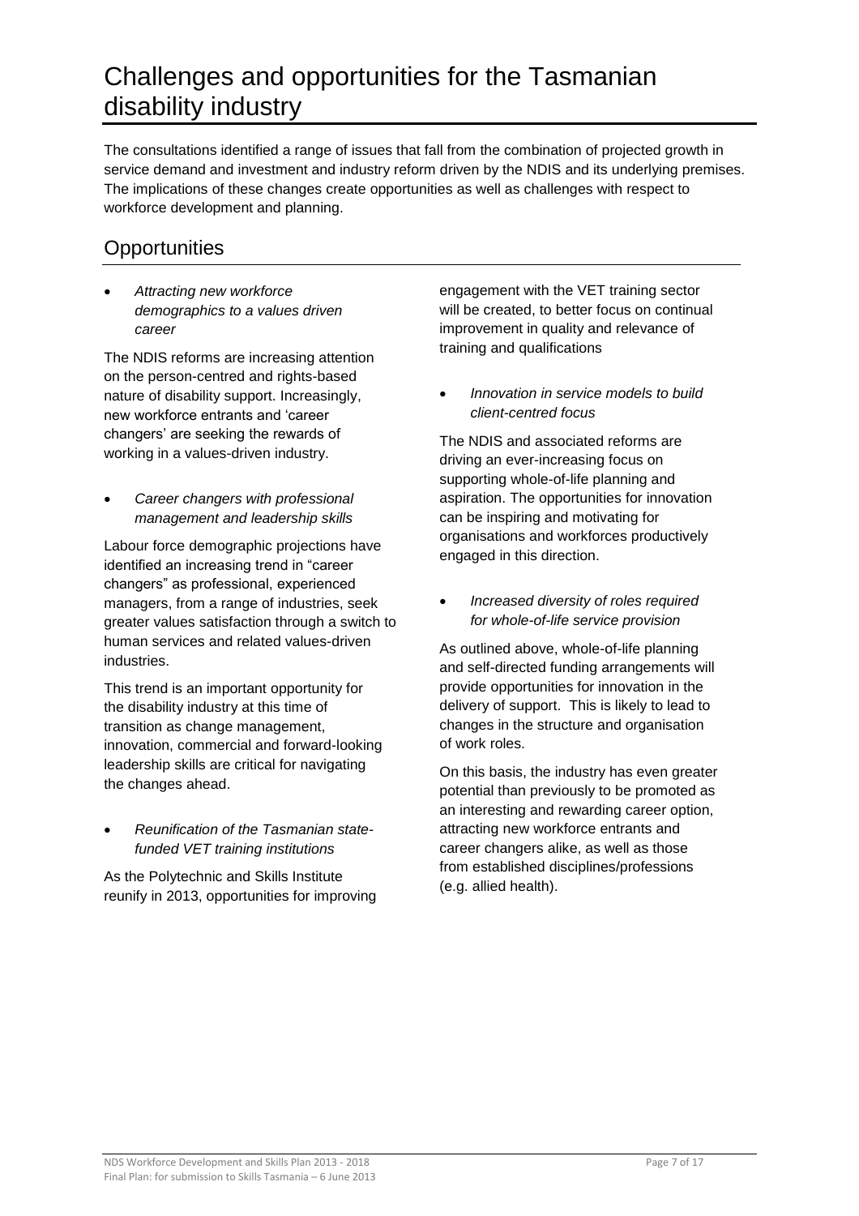# Challenges and opportunities for the Tasmanian disability industry

The consultations identified a range of issues that fall from the combination of projected growth in service demand and investment and industry reform driven by the NDIS and its underlying premises. The implications of these changes create opportunities as well as challenges with respect to workforce development and planning.

## Opportunities

- *Attracting new workforce demographics to a values driven career*

The NDIS reforms are increasing attention on the person-centred and rights-based nature of disability support. Increasingly, new workforce entrants and 'career changers' are seeking the rewards of working in a values-driven industry.

- *Career changers with professional management and leadership skills*

Labour force demographic projections have identified an increasing trend in "career changers" as professional, experienced managers, from a range of industries, seek greater values satisfaction through a switch to human services and related values-driven industries.

This trend is an important opportunity for the disability industry at this time of transition as change management, innovation, commercial and forward-looking leadership skills are critical for navigating the changes ahead.

- *Reunification of the Tasmanian state-funded VET training institutions*

As the Polytechnic and Skills Institute reunify in 2013, opportunities for improving engagement with the VET training sector will be created, to better focus on continual improvement in quality and relevance of training and qualifications

- *Innovation in service models to build client-centred focus*

The NDIS and associated reforms are driving an ever-increasing focus on supporting whole-of-life planning and aspiration. The opportunities for innovation can be inspiring and motivating for organisations and workforces productively engaged in this direction.

- *Increased diversity of roles required for whole-of-life service provision*

As outlined above, whole-of-life planning and self-directed funding arrangements will provide opportunities for innovation in the delivery of support. This is likely to lead to changes in the structure and organisation of work roles.

On this basis, the industry has even greater potential than previously to be promoted as an interesting and rewarding career option, attracting new workforce entrants and career changers alike, as well as those from established disciplines/professions (e.g. allied health).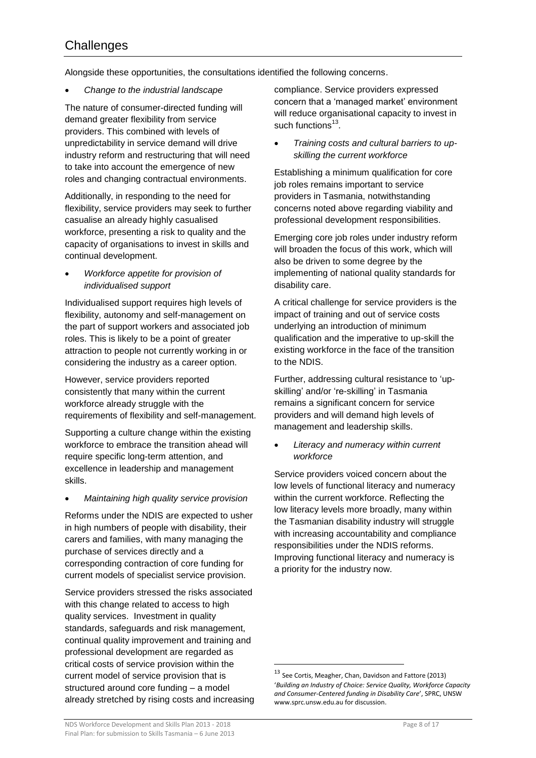## Challenges

Alongside these opportunities, the consultations identified the following concerns.

- *Change to the industrial landscape*

The nature of consumer-directed funding will demand greater flexibility from service providers. This combined with levels of unpredictability in service demand will drive industry reform and restructuring that will need to take into account the emergence of new roles and changing contractual environments.

Additionally, in responding to the need for flexibility, service providers may seek to further casualise an already highly casualised workforce, presenting a risk to quality and the capacity of organisations to invest in skills and continual development.

- *Workforce appetite for provision of individualised support*

Individualised support requires high levels of flexibility, autonomy and self-management on the part of support workers and associated job roles. This is likely to be a point of greater attraction to people not currently working in or considering the industry as a career option.

However, service providers reported consistently that many within the current workforce already struggle with the requirements of flexibility and self-management.

Supporting a culture change within the existing workforce to embrace the transition ahead will require specific long-term attention, and excellence in leadership and management skills.

- *Maintaining high quality service provision*

Reforms under the NDIS are expected to usher in high numbers of people with disability, their carers and families, with many managing the purchase of services directly and a corresponding contraction of core funding for current models of specialist service provision.

Service providers stressed the risks associated with this change related to access to high quality services. Investment in quality standards, safeguards and risk management, continual quality improvement and training and professional development are regarded as critical costs of service provision within the current model of service provision that is structured around core funding – a model already stretched by rising costs and increasing compliance. Service providers expressed concern that a 'managed market' environment will reduce organisational capacity to invest in such functions[13].

- *Training costs and cultural barriers to up-skilling the current workforce*

Establishing a minimum qualification for core job roles remains important to service providers in Tasmania, notwithstanding concerns noted above regarding viability and professional development responsibilities.

Emerging core job roles under industry reform will broaden the focus of this work, which will also be driven to some degree by the implementing of national quality standards for disability care.

A critical challenge for service providers is the impact of training and out of service costs underlying an introduction of minimum qualification and the imperative to up-skill the existing workforce in the face of the transition to the NDIS.

Further, addressing cultural resistance to 'up-skilling' and/or 're-skilling' in Tasmania remains a significant concern for service providers and will demand high levels of management and leadership skills.

- *Literacy and numeracy within current workforce*

Service providers voiced concern about the low levels of functional literacy and numeracy within the current workforce. Reflecting the low literacy levels more broadly, many within the Tasmanian disability industry will struggle with increasing accountability and compliance responsibilities under the NDIS reforms. Improving functional literacy and numeracy is a priority for the industry now.

---

[13] See Cortis, Meagher, Chan, Davidson and Fattore (2013) '*Building an Industry of Choice: Service Quality, Workforce Capacity and Consumer-Centered funding in Disability Care*', SPRC, UNSW www.sprc.unsw.edu.au for discussion.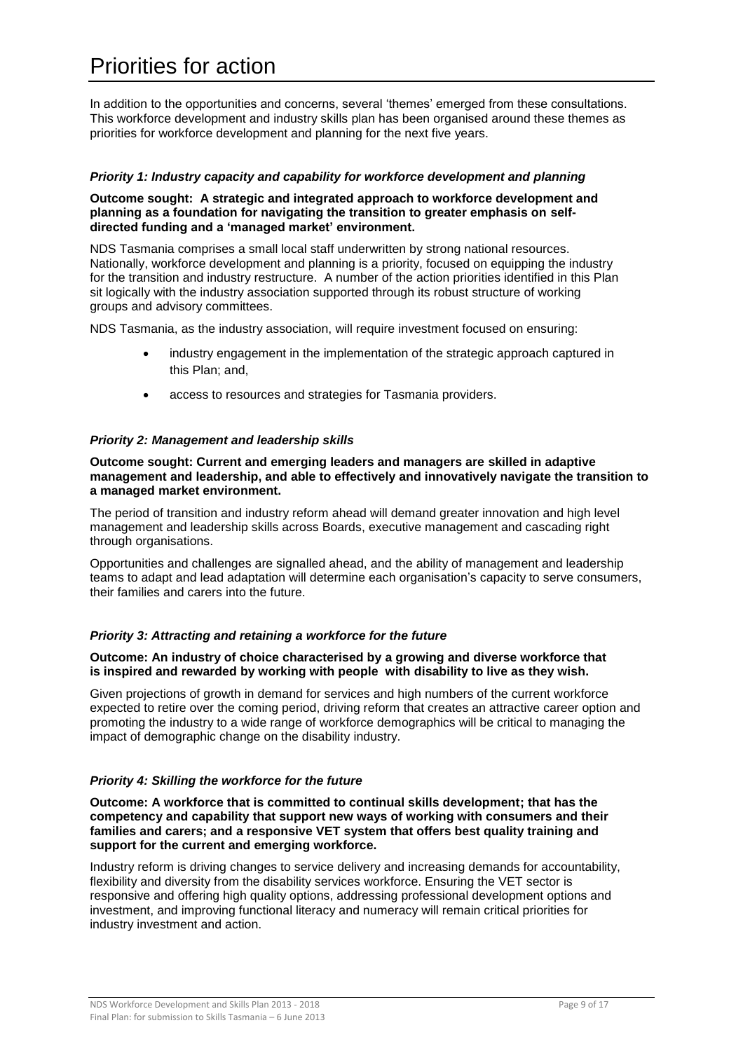# Priorities for action

In addition to the opportunities and concerns, several 'themes' emerged from these consultations. This workforce development and industry skills plan has been organised around these themes as priorities for workforce development and planning for the next five years.

### *Priority 1: Industry capacity and capability for workforce development and planning*

**Outcome sought: A strategic and integrated approach to workforce development and planning as a foundation for navigating the transition to greater emphasis on self-directed funding and a 'managed market' environment.**

NDS Tasmania comprises a small local staff underwritten by strong national resources. Nationally, workforce development and planning is a priority, focused on equipping the industry for the transition and industry restructure. A number of the action priorities identified in this Plan sit logically with the industry association supported through its robust structure of working groups and advisory committees.

NDS Tasmania, as the industry association, will require investment focused on ensuring:

- industry engagement in the implementation of the strategic approach captured in this Plan; and,
- access to resources and strategies for Tasmania providers.

### *Priority 2: Management and leadership skills*

**Outcome sought: Current and emerging leaders and managers are skilled in adaptive management and leadership, and able to effectively and innovatively navigate the transition to a managed market environment.**

The period of transition and industry reform ahead will demand greater innovation and high level management and leadership skills across Boards, executive management and cascading right through organisations.

Opportunities and challenges are signalled ahead, and the ability of management and leadership teams to adapt and lead adaptation will determine each organisation's capacity to serve consumers, their families and carers into the future.

### *Priority 3: Attracting and retaining a workforce for the future*

**Outcome: An industry of choice characterised by a growing and diverse workforce that is inspired and rewarded by working with people with disability to live as they wish.**

Given projections of growth in demand for services and high numbers of the current workforce expected to retire over the coming period, driving reform that creates an attractive career option and promoting the industry to a wide range of workforce demographics will be critical to managing the impact of demographic change on the disability industry.

### *Priority 4: Skilling the workforce for the future*

**Outcome: A workforce that is committed to continual skills development; that has the competency and capability that support new ways of working with consumers and their families and carers; and a responsive VET system that offers best quality training and support for the current and emerging workforce.**

Industry reform is driving changes to service delivery and increasing demands for accountability, flexibility and diversity from the disability services workforce. Ensuring the VET sector is responsive and offering high quality options, addressing professional development options and investment, and improving functional literacy and numeracy will remain critical priorities for industry investment and action.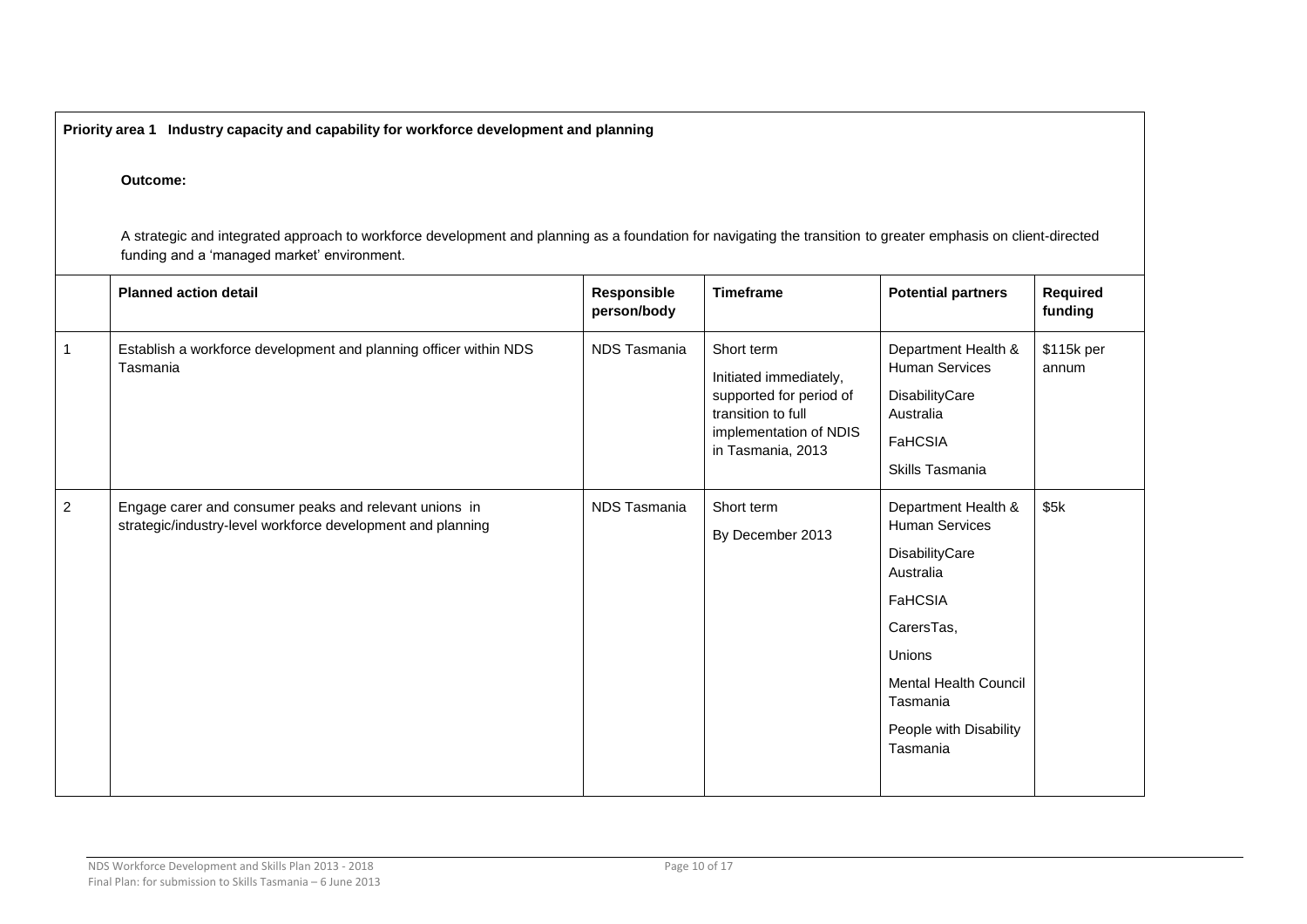**Priority area 1 Industry capacity and capability for workforce development and planning**

**Outcome:**

A strategic and integrated approach to workforce development and planning as a foundation for navigating the transition to greater emphasis on client-directed funding and a 'managed market' environment.

| | Planned action detail | Responsible person/body | Timeframe | Potential partners | Required funding |
|---|---|---|---|---|---|
| 1 | Establish a workforce development and planning officer within NDS Tasmania | NDS Tasmania | Short term<br>Initiated immediately, supported for period of transition to full implementation of NDIS in Tasmania, 2013 | Department Health & Human Services<br>DisabilityCare Australia<br>FaHCSIA<br>Skills Tasmania | $115k per annum |
| 2 | Engage carer and consumer peaks and relevant unions in strategic/industry-level workforce development and planning | NDS Tasmania | Short term<br>By December 2013 | Department Health & Human Services<br>DisabilityCare Australia<br>FaHCSIA<br>CarersTas,<br>Unions<br>Mental Health Council Tasmania<br>People with Disability Tasmania | $5k |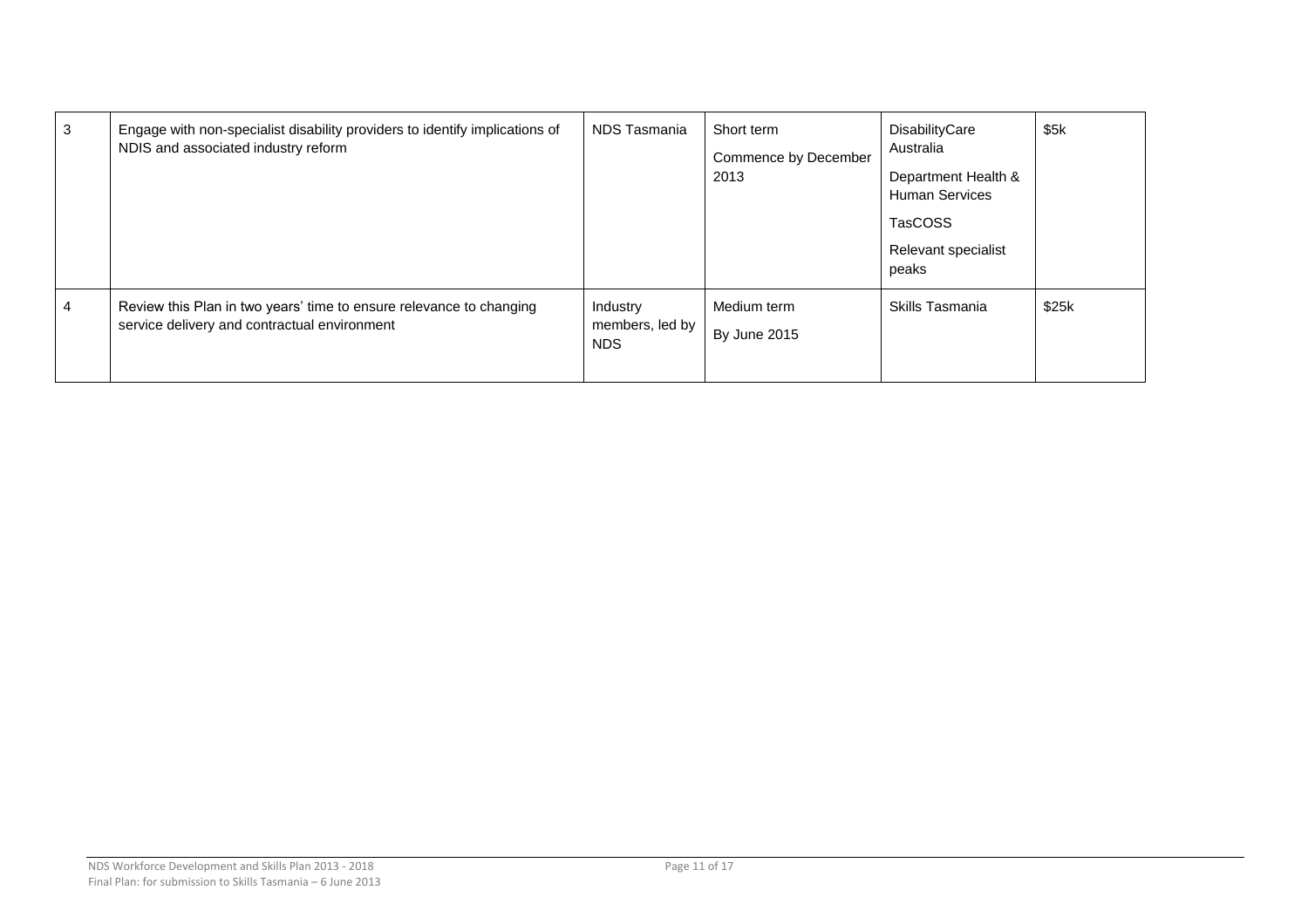| | | | | | |
|---|---|---|---|---|---|
| 3 | Engage with non-specialist disability providers to identify implications of NDIS and associated industry reform | NDS Tasmania | Short term<br>Commence by December 2013 | DisabilityCare Australia<br>Department Health & Human Services<br>TasCOSS<br>Relevant specialist peaks | $5k |
| 4 | Review this Plan in two years' time to ensure relevance to changing service delivery and contractual environment | Industry members, led by NDS | Medium term<br>By June 2015 | Skills Tasmania | $25k |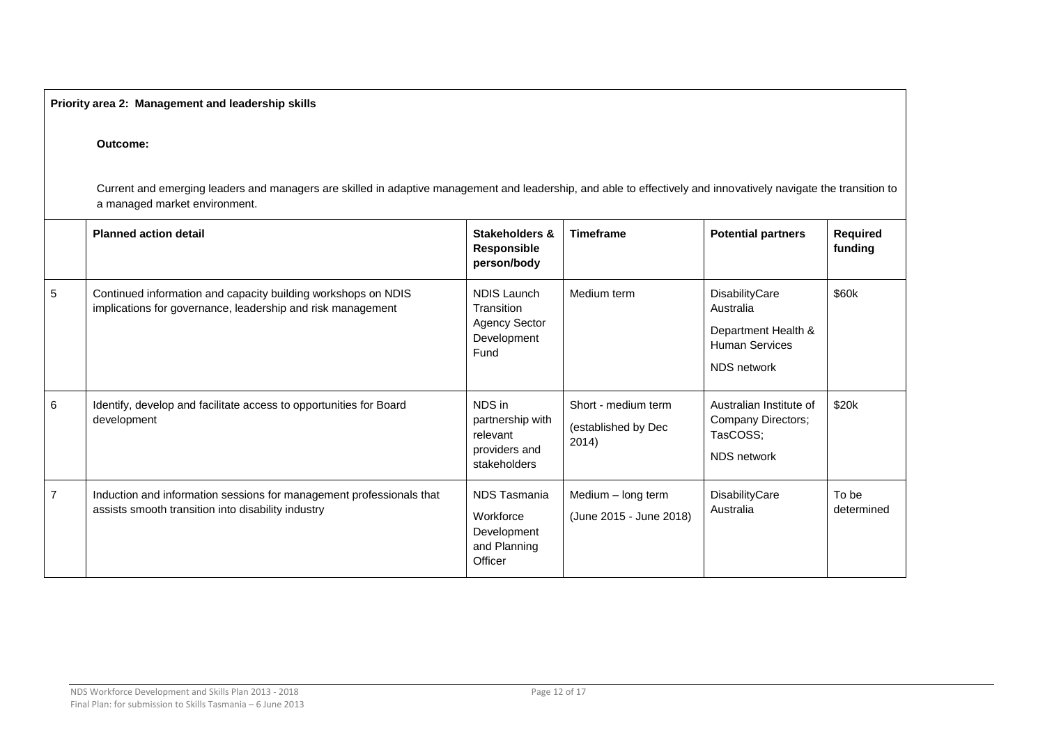**Priority area 2: Management and leadership skills**

**Outcome:**

Current and emerging leaders and managers are skilled in adaptive management and leadership, and able to effectively and innovatively navigate the transition to a managed market environment.

| | Planned action detail | Stakeholders & Responsible person/body | Timeframe | Potential partners | Required funding |
|---|---|---|---|---|---|
| 5 | Continued information and capacity building workshops on NDIS implications for governance, leadership and risk management | NDIS Launch Transition Agency Sector Development Fund | Medium term | DisabilityCare Australia<br><br>Department Health & Human Services<br><br>NDS network | $60k |
| 6 | Identify, develop and facilitate access to opportunities for Board development | NDS in partnership with relevant providers and stakeholders | Short - medium term<br><br>(established by Dec 2014) | Australian Institute of Company Directors; TasCOSS;<br><br>NDS network | $20k |
| 7 | Induction and information sessions for management professionals that assists smooth transition into disability industry | NDS Tasmania<br><br>Workforce Development and Planning Officer | Medium – long term<br><br>(June 2015 - June 2018) | DisabilityCare Australia | To be determined |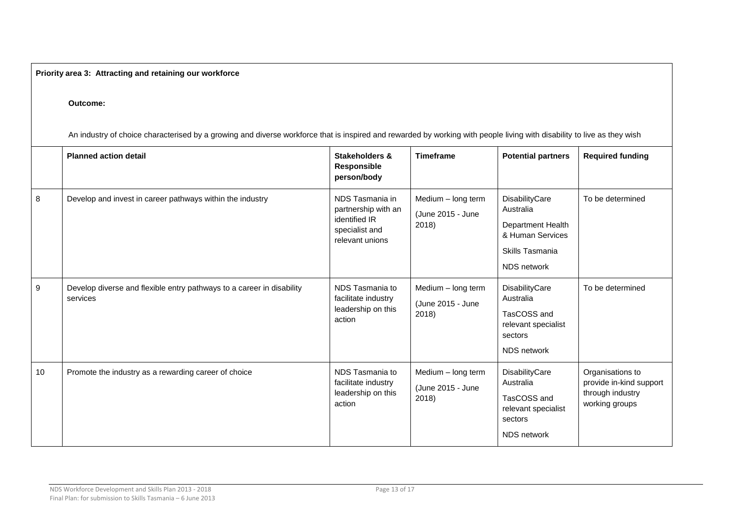**Priority area 3: Attracting and retaining our workforce**

**Outcome:**

An industry of choice characterised by a growing and diverse workforce that is inspired and rewarded by working with people living with disability to live as they wish

| | Planned action detail | Stakeholders & Responsible person/body | Timeframe | Potential partners | Required funding |
|---|---|---|---|---|---|
| 8 | Develop and invest in career pathways within the industry | NDS Tasmania in partnership with an identified IR specialist and relevant unions | Medium – long term (June 2015 - June 2018) | DisabilityCare Australia<br>Department Health & Human Services<br>Skills Tasmania<br>NDS network | To be determined |
| 9 | Develop diverse and flexible entry pathways to a career in disability services | NDS Tasmania to facilitate industry leadership on this action | Medium – long term (June 2015 - June 2018) | DisabilityCare Australia<br>TasCOSS and relevant specialist sectors<br>NDS network | To be determined |
| 10 | Promote the industry as a rewarding career of choice | NDS Tasmania to facilitate industry leadership on this action | Medium – long term (June 2015 - June 2018) | DisabilityCare Australia<br>TasCOSS and relevant specialist sectors<br>NDS network | Organisations to provide in-kind support through industry working groups |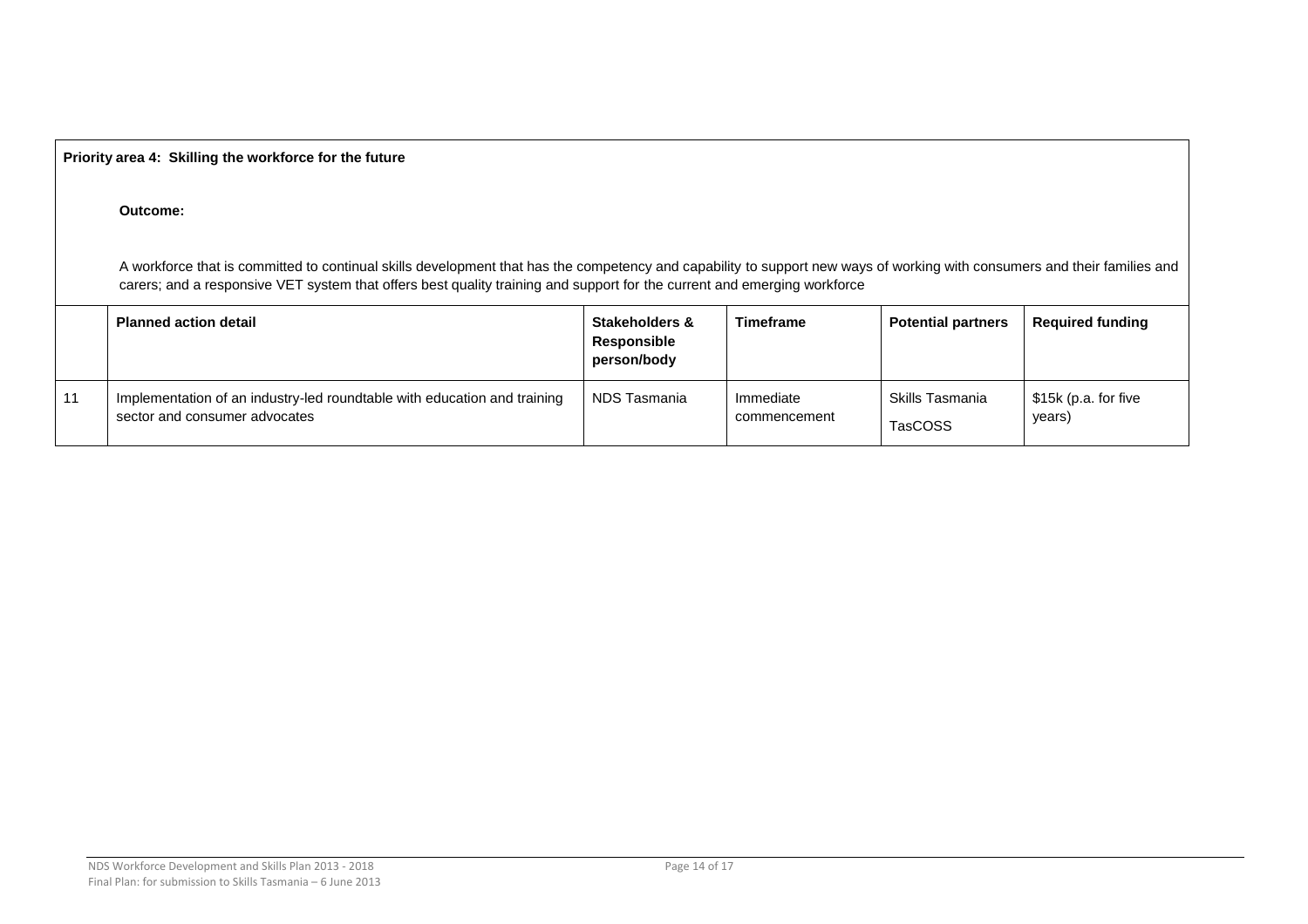**Priority area 4: Skilling the workforce for the future**

**Outcome:**

A workforce that is committed to continual skills development that has the competency and capability to support new ways of working with consumers and their families and carers; and a responsive VET system that offers best quality training and support for the current and emerging workforce

| | Planned action detail | Stakeholders & Responsible person/body | Timeframe | Potential partners | Required funding |
|---|---|---|---|---|---|
| 11 | Implementation of an industry-led roundtable with education and training sector and consumer advocates | NDS Tasmania | Immediate commencement | Skills Tasmania<br>TasCOSS | $15k (p.a. for five years) |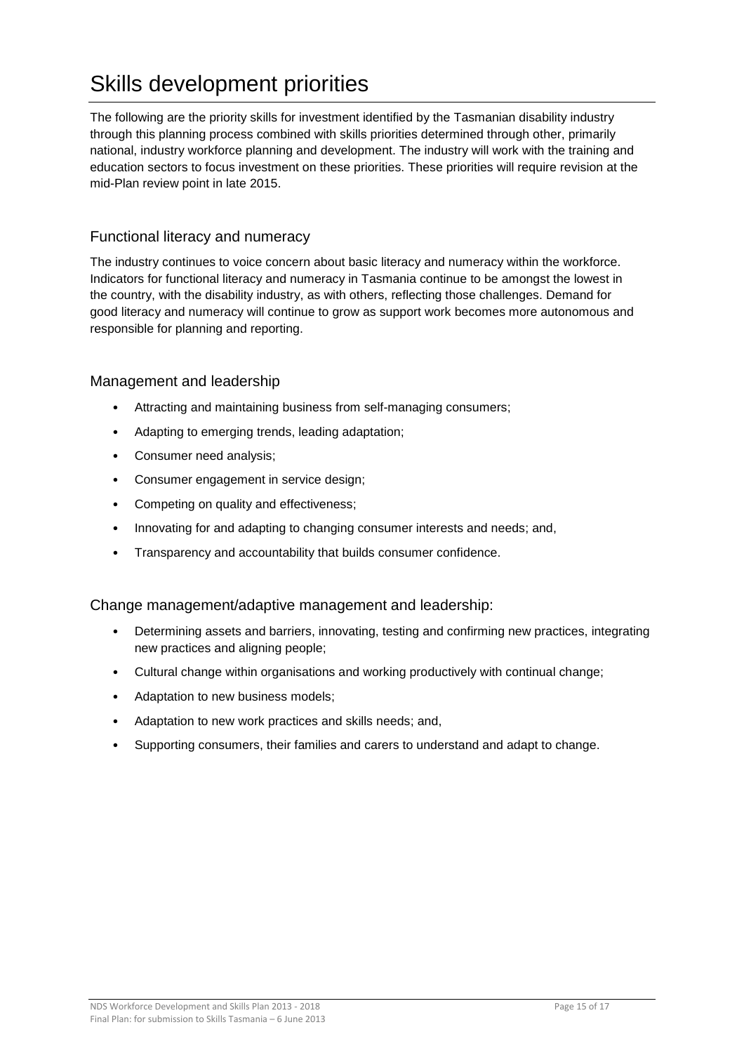# Skills development priorities

The following are the priority skills for investment identified by the Tasmanian disability industry through this planning process combined with skills priorities determined through other, primarily national, industry workforce planning and development. The industry will work with the training and education sectors to focus investment on these priorities. These priorities will require revision at the mid-Plan review point in late 2015.

## Functional literacy and numeracy

The industry continues to voice concern about basic literacy and numeracy within the workforce. Indicators for functional literacy and numeracy in Tasmania continue to be amongst the lowest in the country, with the disability industry, as with others, reflecting those challenges. Demand for good literacy and numeracy will continue to grow as support work becomes more autonomous and responsible for planning and reporting.

## Management and leadership

- Attracting and maintaining business from self-managing consumers;
- Adapting to emerging trends, leading adaptation;
- Consumer need analysis;
- Consumer engagement in service design;
- Competing on quality and effectiveness;
- Innovating for and adapting to changing consumer interests and needs; and,
- Transparency and accountability that builds consumer confidence.

## Change management/adaptive management and leadership:

- Determining assets and barriers, innovating, testing and confirming new practices, integrating new practices and aligning people;
- Cultural change within organisations and working productively with continual change;
- Adaptation to new business models;
- Adaptation to new work practices and skills needs; and,
- Supporting consumers, their families and carers to understand and adapt to change.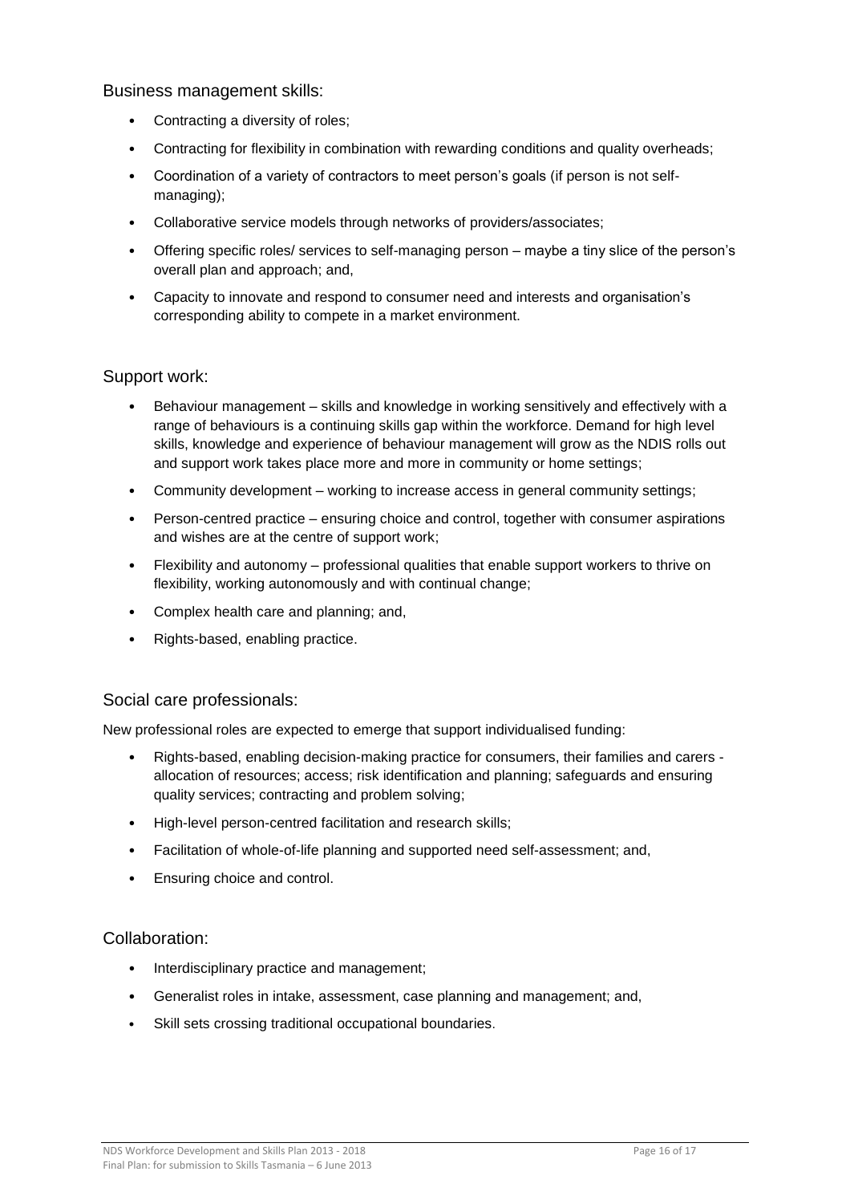### Business management skills:

- Contracting a diversity of roles;
- Contracting for flexibility in combination with rewarding conditions and quality overheads;
- Coordination of a variety of contractors to meet person's goals (if person is not self-managing);
- Collaborative service models through networks of providers/associates;
- Offering specific roles/ services to self-managing person – maybe a tiny slice of the person's overall plan and approach; and,
- Capacity to innovate and respond to consumer need and interests and organisation's corresponding ability to compete in a market environment.

### Support work:

- Behaviour management – skills and knowledge in working sensitively and effectively with a range of behaviours is a continuing skills gap within the workforce. Demand for high level skills, knowledge and experience of behaviour management will grow as the NDIS rolls out and support work takes place more and more in community or home settings;
- Community development – working to increase access in general community settings;
- Person-centred practice – ensuring choice and control, together with consumer aspirations and wishes are at the centre of support work;
- Flexibility and autonomy – professional qualities that enable support workers to thrive on flexibility, working autonomously and with continual change;
- Complex health care and planning; and,
- Rights-based, enabling practice.

### Social care professionals:

New professional roles are expected to emerge that support individualised funding:

- Rights-based, enabling decision-making practice for consumers, their families and carers - allocation of resources; access; risk identification and planning; safeguards and ensuring quality services; contracting and problem solving;
- High-level person-centred facilitation and research skills;
- Facilitation of whole-of-life planning and supported need self-assessment; and,
- Ensuring choice and control.

### Collaboration:

- Interdisciplinary practice and management;
- Generalist roles in intake, assessment, case planning and management; and,
- Skill sets crossing traditional occupational boundaries.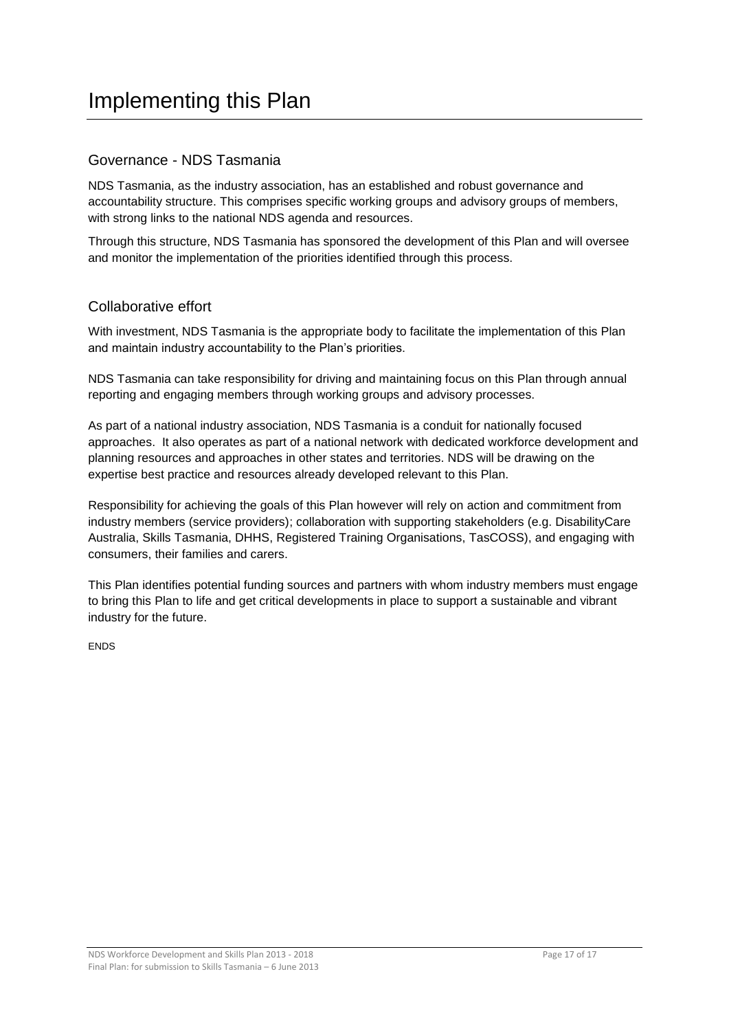# Implementing this Plan

## Governance - NDS Tasmania

NDS Tasmania, as the industry association, has an established and robust governance and accountability structure. This comprises specific working groups and advisory groups of members, with strong links to the national NDS agenda and resources.

Through this structure, NDS Tasmania has sponsored the development of this Plan and will oversee and monitor the implementation of the priorities identified through this process.

## Collaborative effort

With investment, NDS Tasmania is the appropriate body to facilitate the implementation of this Plan and maintain industry accountability to the Plan's priorities.

NDS Tasmania can take responsibility for driving and maintaining focus on this Plan through annual reporting and engaging members through working groups and advisory processes.

As part of a national industry association, NDS Tasmania is a conduit for nationally focused approaches. It also operates as part of a national network with dedicated workforce development and planning resources and approaches in other states and territories. NDS will be drawing on the expertise best practice and resources already developed relevant to this Plan.

Responsibility for achieving the goals of this Plan however will rely on action and commitment from industry members (service providers); collaboration with supporting stakeholders (e.g. DisabilityCare Australia, Skills Tasmania, DHHS, Registered Training Organisations, TasCOSS), and engaging with consumers, their families and carers.

This Plan identifies potential funding sources and partners with whom industry members must engage to bring this Plan to life and get critical developments in place to support a sustainable and vibrant industry for the future.

ENDS